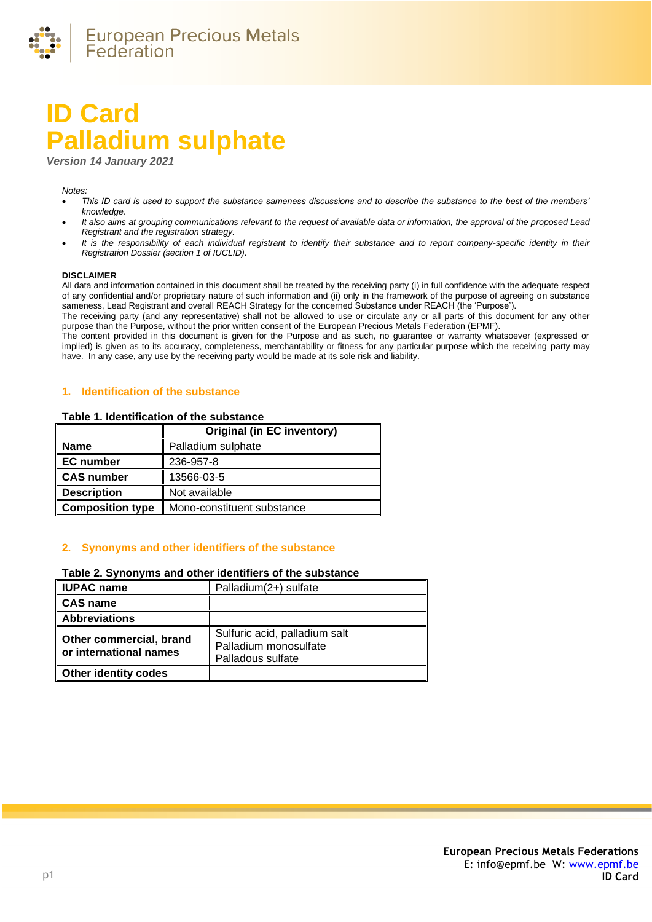# ID Card
# Palladium sulphate

*Version 14 January 2021*

*Notes:*

- *This ID card is used to support the substance sameness discussions and to describe the substance to the best of the members' knowledge.*
- *It also aims at grouping communications relevant to the request of available data or information, the approval of the proposed Lead Registrant and the registration strategy.*
- *It is the responsibility of each individual registrant to identify their substance and to report company-specific identity in their Registration Dossier (section 1 of IUCLID).*

**DISCLAIMER**

All data and information contained in this document shall be treated by the receiving party (i) in full confidence with the adequate respect of any confidential and/or proprietary nature of such information and (ii) only in the framework of the purpose of agreeing on substance sameness, Lead Registrant and overall REACH Strategy for the concerned Substance under REACH (the 'Purpose').

The receiving party (and any representative) shall not be allowed to use or circulate any or all parts of this document for any other purpose than the Purpose, without the prior written consent of the European Precious Metals Federation (EPMF).

The content provided in this document is given for the Purpose and as such, no guarantee or warranty whatsoever (expressed or implied) is given as to its accuracy, completeness, merchantability or fitness for any particular purpose which the receiving party may have. In any case, any use by the receiving party would be made at its sole risk and liability.

## 1. Identification of the substance

**Table 1. Identification of the substance**

| | Original (in EC inventory) |
|---|---|
| **Name** | Palladium sulphate |
| **EC number** | 236-957-8 |
| **CAS number** | 13566-03-5 |
| **Description** | Not available |
| **Composition type** | Mono-constituent substance |

## 2. Synonyms and other identifiers of the substance

**Table 2. Synonyms and other identifiers of the substance**

| | |
|---|---|
| **IUPAC name** | Palladium(2+) sulfate |
| **CAS name** | |
| **Abbreviations** | |
| **Other commercial, brand or international names** | Sulfuric acid, palladium salt<br>Palladium monosulfate<br>Palladous sulfate |
| **Other identity codes** | |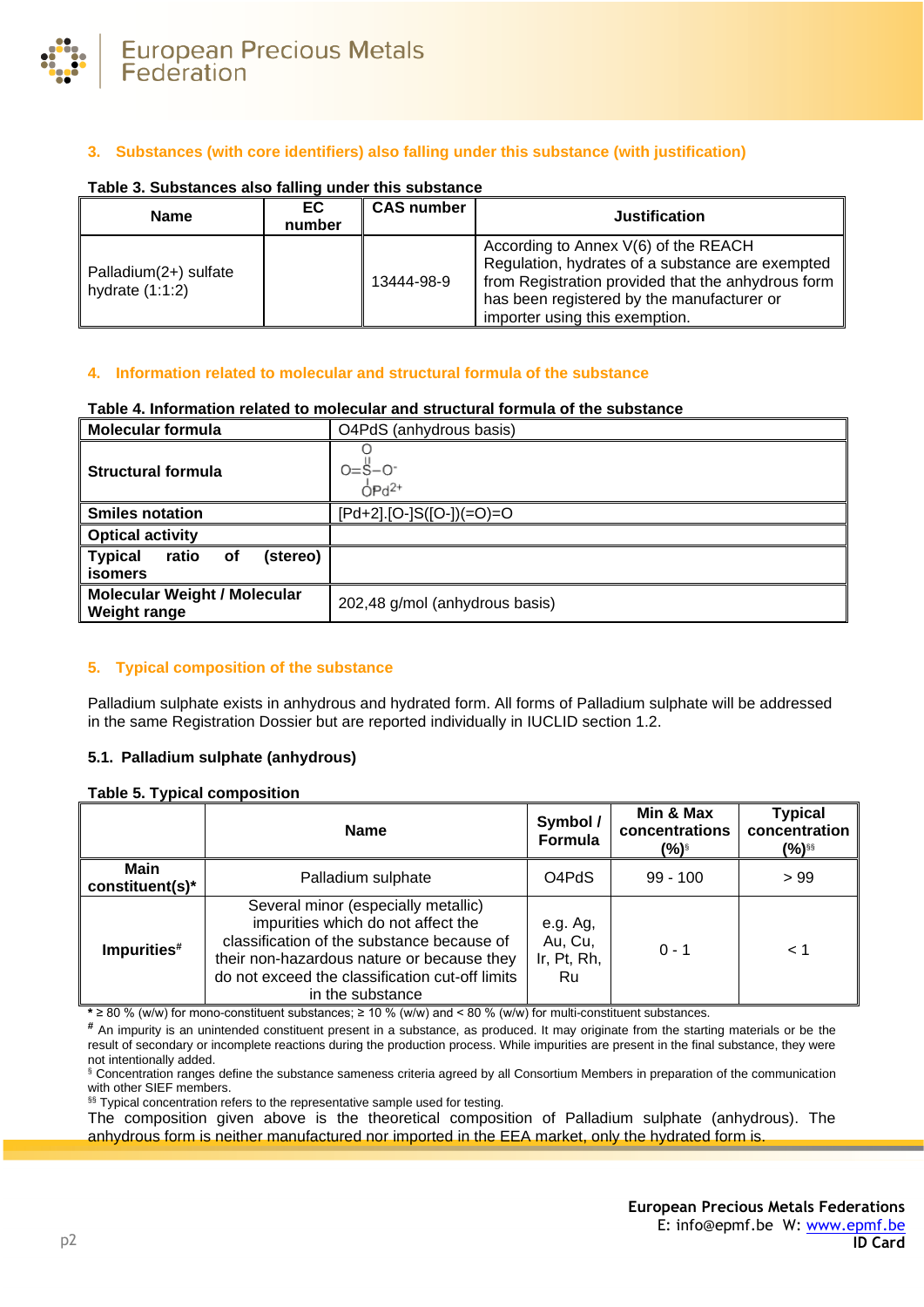## 3. Substances (with core identifiers) also falling under this substance (with justification)

**Table 3. Substances also falling under this substance**

| Name | EC number | CAS number | Justification |
|---|---|---|---|
| Palladium(2+) sulfate hydrate (1:1:2) | | 13444-98-9 | According to Annex V(6) of the REACH Regulation, hydrates of a substance are exempted from Registration provided that the anhydrous form has been registered by the manufacturer or importer using this exemption. |

## 4. Information related to molecular and structural formula of the substance

**Table 4. Information related to molecular and structural formula of the substance**

| | |
|---|---|
| **Molecular formula** | O4PdS (anhydrous basis) |
| **Structural formula** | $O{=}S(=O)(-O^-)-O^-\ Pd^{2+}$ |
| **Smiles notation** | [Pd+2].[O-]S([O-])(=O)=O |
| **Optical activity** | |
| **Typical ratio of (stereo) isomers** | |
| **Molecular Weight / Molecular Weight range** | 202,48 g/mol (anhydrous basis) |

## 5. Typical composition of the substance

Palladium sulphate exists in anhydrous and hydrated form. All forms of Palladium sulphate will be addressed in the same Registration Dossier but are reported individually in IUCLID section 1.2.

### 5.1. Palladium sulphate (anhydrous)

**Table 5. Typical composition**

| | Name | Symbol / Formula | Min & Max concentrations (%)[§] | Typical concentration (%)[§§] |
|---|---|---|---|---|
| **Main constituent(s)*** | Palladium sulphate | O4PdS | 99 - 100 | > 99 |
| **Impurities[#]** | Several minor (especially metallic) impurities which do not affect the classification of the substance because of their non-hazardous nature or because they do not exceed the classification cut-off limits in the substance | e.g. Ag, Au, Cu, Ir, Pt, Rh, Ru | 0 - 1 | < 1 |

* ≥ 80 % (w/w) for mono-constituent substances; ≥ 10 % (w/w) and < 80 % (w/w) for multi-constituent substances.

[#] An impurity is an unintended constituent present in a substance, as produced. It may originate from the starting materials or be the result of secondary or incomplete reactions during the production process. While impurities are present in the final substance, they were not intentionally added.

[§] Concentration ranges define the substance sameness criteria agreed by all Consortium Members in preparation of the communication with other SIEF members.

[§§] Typical concentration refers to the representative sample used for testing.

The composition given above is the theoretical composition of Palladium sulphate (anhydrous). The anhydrous form is neither manufactured nor imported in the EEA market, only the hydrated form is.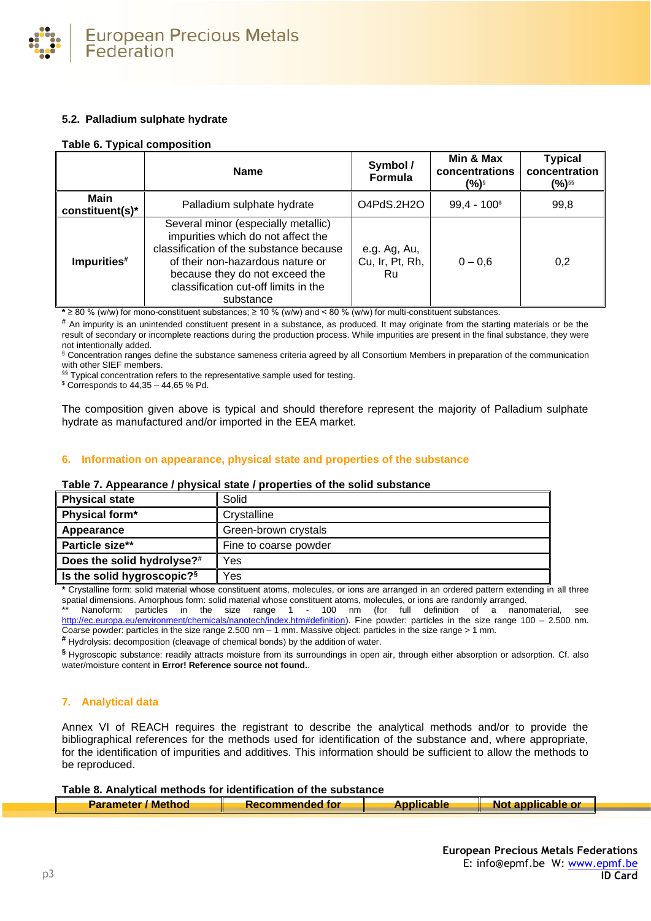### 5.2. Palladium sulphate hydrate

**Table 6. Typical composition**

| | Name | Symbol / Formula | Min & Max concentrations (%)[§] | Typical concentration (%)[§§] |
|---|---|---|---|---|
| **Main constituent(s)*** | Palladium sulphate hydrate | O4PdS.2H2O | 99,4 - 100[$] | 99,8 |
| **Impurities[#]** | Several minor (especially metallic) impurities which do not affect the classification of the substance because of their non-hazardous nature or because they do not exceed the classification cut-off limits in the substance | e.g. Ag, Au, Cu, Ir, Pt, Rh, Ru | 0 – 0,6 | 0,2 |

**\*** ≥ 80 % (w/w) for mono-constituent substances; ≥ 10 % (w/w) and < 80 % (w/w) for multi-constituent substances.

[#] An impurity is an unintended constituent present in a substance, as produced. It may originate from the starting materials or be the result of secondary or incomplete reactions during the production process. While impurities are present in the final substance, they were not intentionally added.

[§] Concentration ranges define the substance sameness criteria agreed by all Consortium Members in preparation of the communication with other SIEF members.

[§§] Typical concentration refers to the representative sample used for testing.

[$] Corresponds to 44,35 – 44,65 % Pd.

The composition given above is typical and should therefore represent the majority of Palladium sulphate hydrate as manufactured and/or imported in the EEA market.

## 6. Information on appearance, physical state and properties of the substance

**Table 7. Appearance / physical state / properties of the solid substance**

| | |
|---|---|
| **Physical state** | Solid |
| **Physical form*** | Crystalline |
| **Appearance** | Green-brown crystals |
| **Particle size**** | Fine to coarse powder |
| **Does the solid hydrolyse?[#]** | Yes |
| **Is the solid hygroscopic?[§]** | Yes |

**\*** Crystalline form: solid material whose constituent atoms, molecules, or ions are arranged in an ordered pattern extending in all three spatial dimensions. Amorphous form: solid material whose constituent atoms, molecules, or ions are randomly arranged.

** Nanoform: particles in the size range 1 - 100 nm (for full definition of a nanomaterial, see http://ec.europa.eu/environment/chemicals/nanotech/index.htm#definition). Fine powder: particles in the size range 100 – 2.500 nm. Coarse powder: particles in the size range 2.500 nm – 1 mm. Massive object: particles in the size range > 1 mm.

[#] Hydrolysis: decomposition (cleavage of chemical bonds) by the addition of water.

[§] Hygroscopic substance: readily attracts moisture from its surroundings in open air, through either absorption or adsorption. Cf. also water/moisture content in **Error! Reference source not found.**.

## 7. Analytical data

Annex VI of REACH requires the registrant to describe the analytical methods and/or to provide the bibliographical references for the methods used for identification of the substance and, where appropriate, for the identification of impurities and additives. This information should be sufficient to allow the methods to be reproduced.

**Table 8. Analytical methods for identification of the substance**

| Parameter / Method | Recommended for | Applicable | Not applicable or |
|---|---|---|---|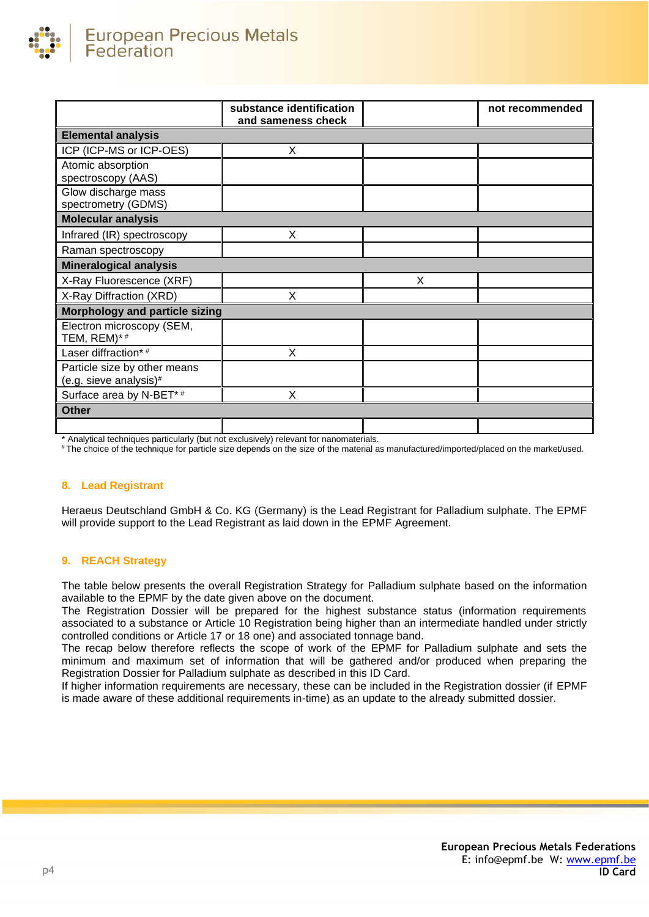| | substance identification and sameness check | | not recommended |
|---|---|---|---|
| **Elemental analysis** | | | |
| ICP (ICP-MS or ICP-OES) | X | | |
| Atomic absorption spectroscopy (AAS) | | | |
| Glow discharge mass spectrometry (GDMS) | | | |
| **Molecular analysis** | | | |
| Infrared (IR) spectroscopy | X | | |
| Raman spectroscopy | | | |
| **Mineralogical analysis** | | | |
| X-Ray Fluorescence (XRF) | | X | |
| X-Ray Diffraction (XRD) | X | | |
| **Morphology and particle sizing** | | | |
| Electron microscopy (SEM, TEM, REM)* # | | | |
| Laser diffraction* # | X | | |
| Particle size by other means (e.g. sieve analysis)# | | | |
| Surface area by N-BET* # | X | | |
| **Other** | | | |
| | | | |

* Analytical techniques particularly (but not exclusively) relevant for nanomaterials.
# The choice of the technique for particle size depends on the size of the material as manufactured/imported/placed on the market/used.

## 8. Lead Registrant

Heraeus Deutschland GmbH & Co. KG (Germany) is the Lead Registrant for Palladium sulphate. The EPMF will provide support to the Lead Registrant as laid down in the EPMF Agreement.

## 9. REACH Strategy

The table below presents the overall Registration Strategy for Palladium sulphate based on the information available to the EPMF by the date given above on the document.
The Registration Dossier will be prepared for the highest substance status (information requirements associated to a substance or Article 10 Registration being higher than an intermediate handled under strictly controlled conditions or Article 17 or 18 one) and associated tonnage band.
The recap below therefore reflects the scope of work of the EPMF for Palladium sulphate and sets the minimum and maximum set of information that will be gathered and/or produced when preparing the Registration Dossier for Palladium sulphate as described in this ID Card.
If higher information requirements are necessary, these can be included in the Registration dossier (if EPMF is made aware of these additional requirements in-time) as an update to the already submitted dossier.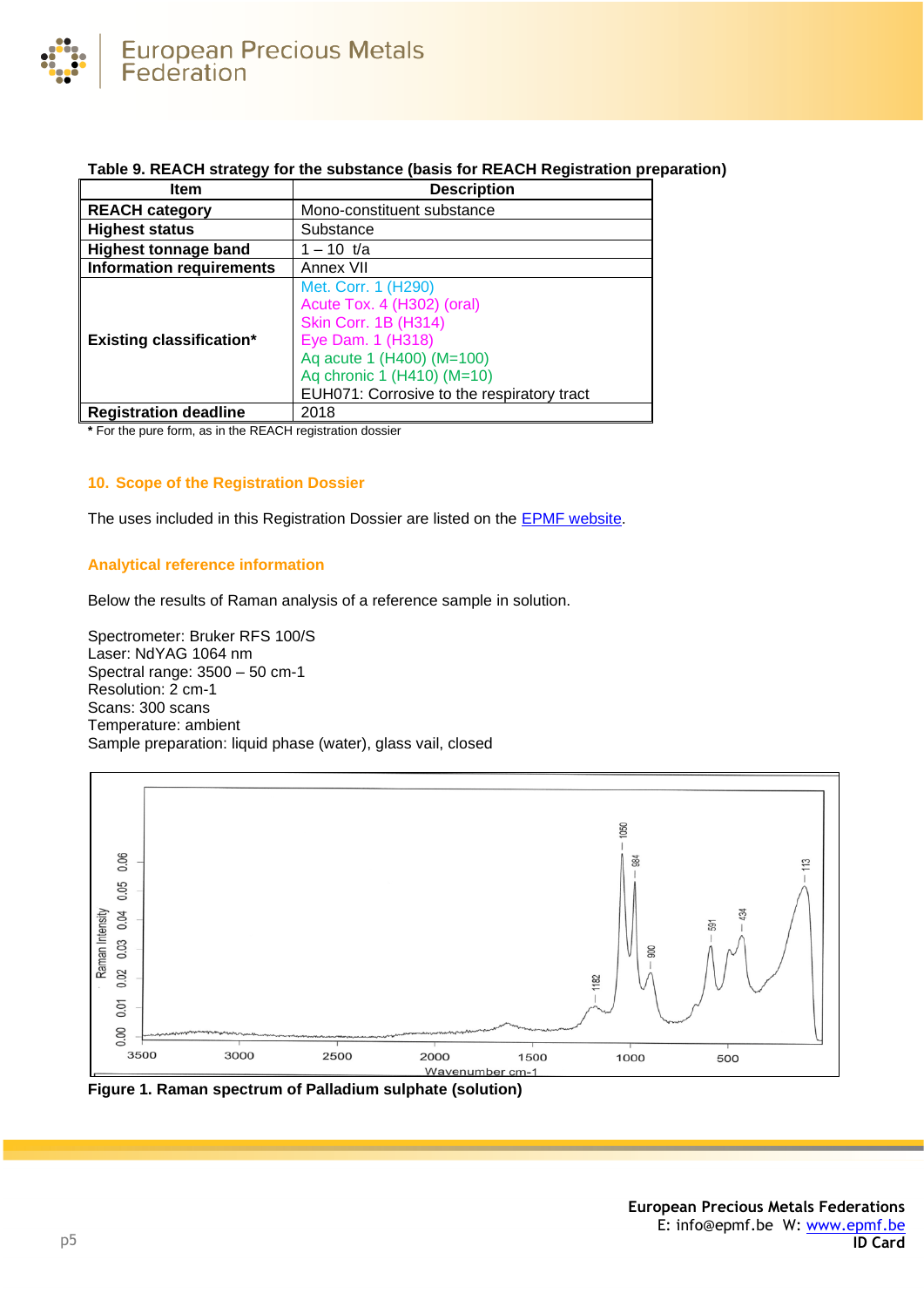**Table 9. REACH strategy for the substance (basis for REACH Registration preparation)**

| Item | Description |
|---|---|
| **REACH category** | Mono-constituent substance |
| **Highest status** | Substance |
| **Highest tonnage band** | 1 – 10 t/a |
| **Information requirements** | Annex VII |
| **Existing classification*** | Met. Corr. 1 (H290)<br>Acute Tox. 4 (H302) (oral)<br>Skin Corr. 1B (H314)<br>Eye Dam. 1 (H318)<br>Aq acute 1 (H400) (M=100)<br>Aq chronic 1 (H410) (M=10)<br>EUH071: Corrosive to the respiratory tract |
| **Registration deadline** | 2018 |

\* For the pure form, as in the REACH registration dossier

## 10. Scope of the Registration Dossier

The uses included in this Registration Dossier are listed on the EPMF website.

## Analytical reference information

Below the results of Raman analysis of a reference sample in solution.

Spectrometer: Bruker RFS 100/S
Laser: NdYAG 1064 nm
Spectral range: 3500 – 50 cm-1
Resolution: 2 cm-1
Scans: 300 scans
Temperature: ambient
Sample preparation: liquid phase (water), glass vail, closed

Raman Intensity
0.00 0.01 0.02 0.03 0.04 0.05 0.06
3500 3000 2500 2000 1500 1000 500
Wavenumber cm-1
1182 1050 984 900 591 434 113

**Figure 1. Raman spectrum of Palladium sulphate (solution)**